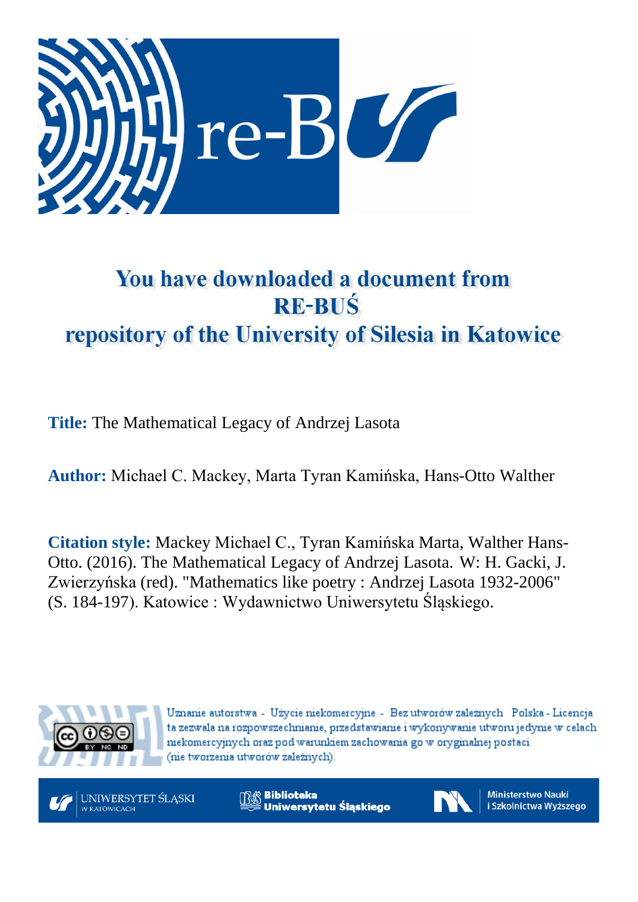# You have downloaded a document from RE-BUŚ repository of the University of Silesia in Katowice

**Title:** The Mathematical Legacy of Andrzej Lasota

**Author:** Michael C. Mackey, Marta Tyran Kamińska, Hans-Otto Walther

**Citation style:** Mackey Michael C., Tyran Kamińska Marta, Walther Hans-Otto. (2016). The Mathematical Legacy of Andrzej Lasota. W: H. Gacki, J. Zwierzyńska (red). "Mathematics like poetry : Andrzej Lasota 1932-2006" (S. 184-197). Katowice : Wydawnictwo Uniwersytetu Śląskiego.

Uznanie autorstwa - Użycie niekomercyjne - Bez utworów zależnych Polska - Licencja ta zezwala na rozpowszechnianie, przedstawianie i wykonywanie utworu jedynie w celach niekomercyjnych oraz pod warunkiem zachowania go w oryginalnej postaci (nie tworzenia utworów zależnych).

UNIWERSYTET ŚLĄSKI W KATOWICACH

Biblioteka Uniwersytetu Śląskiego

Ministerstwo Nauki i Szkolnictwa Wyższego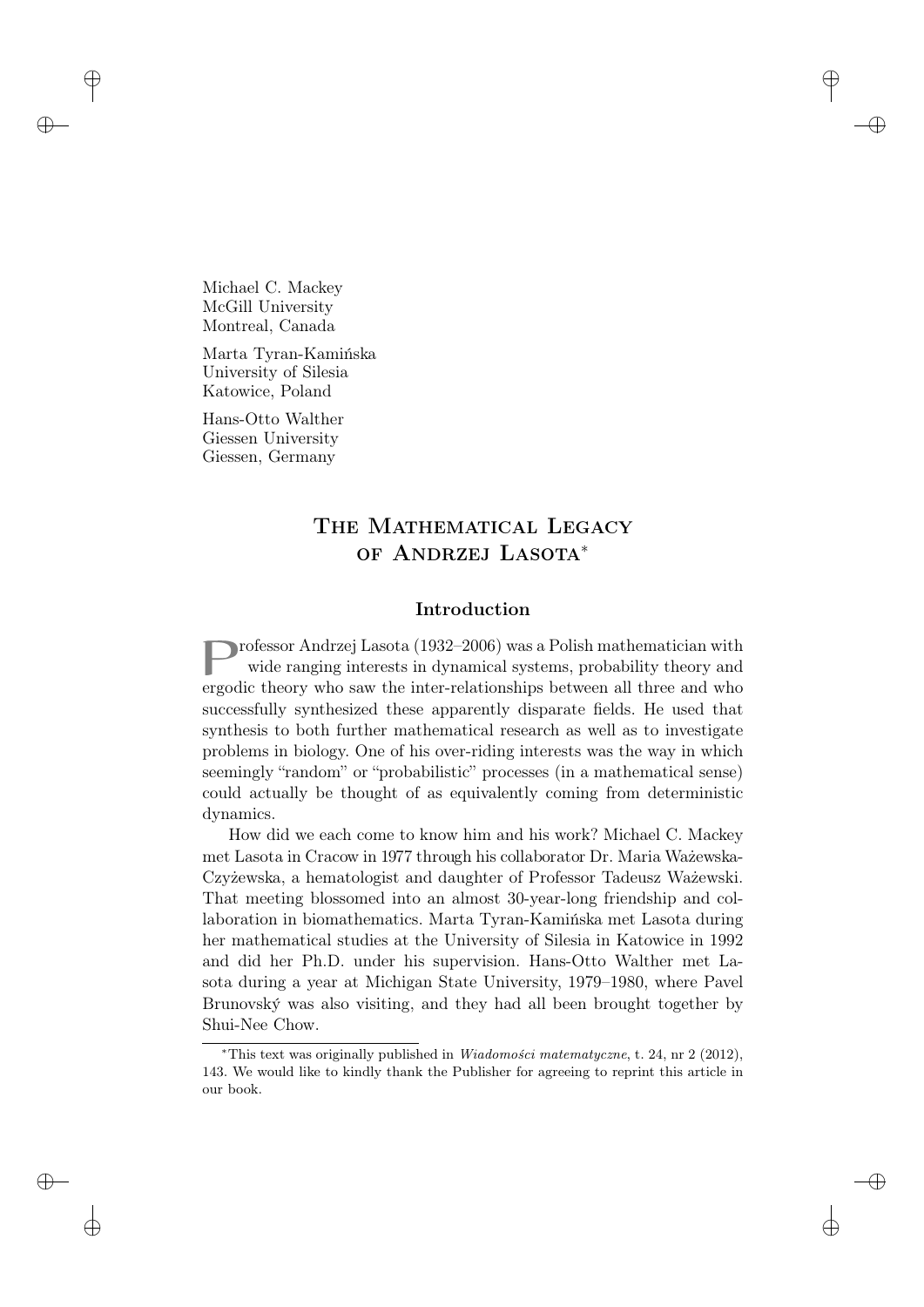Michael C. Mackey
McGill University
Montreal, Canada

Marta Tyran-Kamińska
University of Silesia
Katowice, Poland

Hans-Otto Walther
Giessen University
Giessen, Germany

# The Mathematical Legacy of Andrzej Lasota*

## Introduction

Professor Andrzej Lasota (1932–2006) was a Polish mathematician with wide ranging interests in dynamical systems, probability theory and ergodic theory who saw the inter-relationships between all three and who successfully synthesized these apparently disparate fields. He used that synthesis to both further mathematical research as well as to investigate problems in biology. One of his over-riding interests was the way in which seemingly "random" or "probabilistic" processes (in a mathematical sense) could actually be thought of as equivalently coming from deterministic dynamics.

How did we each come to know him and his work? Michael C. Mackey met Lasota in Cracow in 1977 through his collaborator Dr. Maria Ważewska-Czyżewska, a hematologist and daughter of Professor Tadeusz Ważewski. That meeting blossomed into an almost 30-year-long friendship and collaboration in biomathematics. Marta Tyran-Kamińska met Lasota during her mathematical studies at the University of Silesia in Katowice in 1992 and did her Ph.D. under his supervision. Hans-Otto Walther met Lasota during a year at Michigan State University, 1979–1980, where Pavel Brunovský was also visiting, and they had all been brought together by Shui-Nee Chow.

*This text was originally published in *Wiadomości matematyczne*, t. 24, nr 2 (2012), 143. We would like to kindly thank the Publisher for agreeing to reprint this article in our book.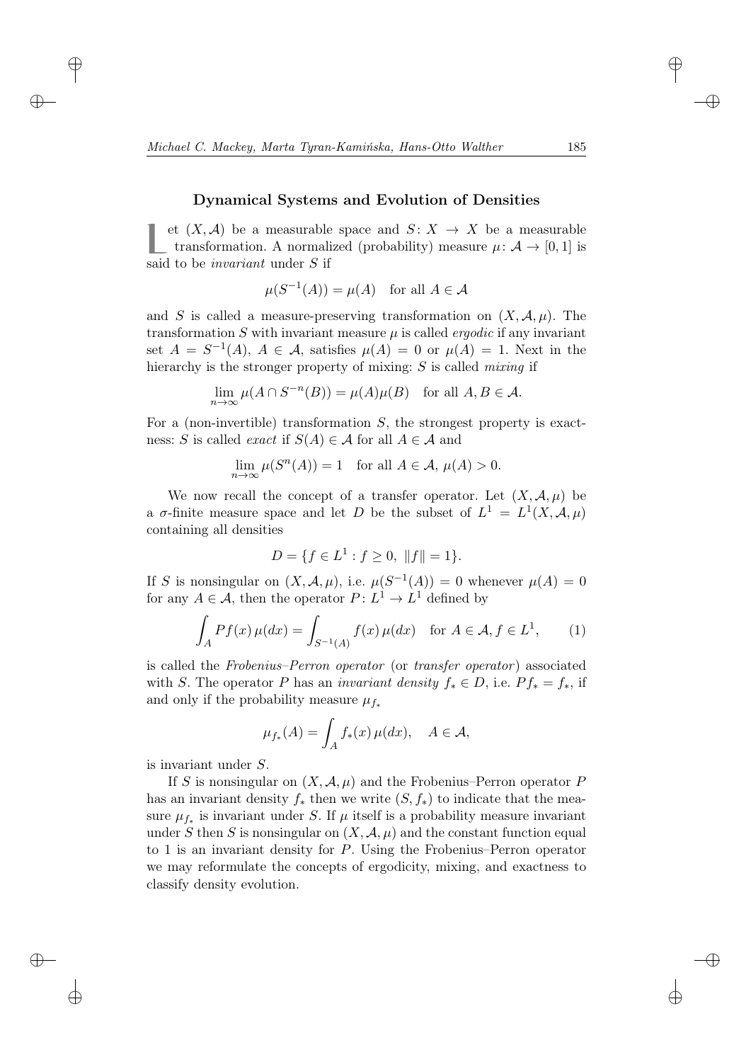## Dynamical Systems and Evolution of Densities

Let $(X, \mathcal{A})$ be a measurable space and $S\colon X \to X$ be a measurable transformation. A normalized (probability) measure $\mu\colon \mathcal{A} \to [0,1]$ is said to be *invariant* under $S$ if

$$\mu(S^{-1}(A)) = \mu(A) \quad \text{for all } A \in \mathcal{A}$$

and $S$ is called a measure-preserving transformation on $(X, \mathcal{A}, \mu)$. The transformation $S$ with invariant measure $\mu$ is called *ergodic* if any invariant set $A = S^{-1}(A)$, $A \in \mathcal{A}$, satisfies $\mu(A) = 0$ or $\mu(A) = 1$. Next in the hierarchy is the stronger property of mixing: $S$ is called *mixing* if

$$\lim_{n\to\infty} \mu(A \cap S^{-n}(B)) = \mu(A)\mu(B) \quad \text{for all } A, B \in \mathcal{A}.$$

For a (non-invertible) transformation $S$, the strongest property is exactness: $S$ is called *exact* if $S(A) \in \mathcal{A}$ for all $A \in \mathcal{A}$ and

$$\lim_{n\to\infty} \mu(S^n(A)) = 1 \quad \text{for all } A \in \mathcal{A},\ \mu(A) > 0.$$

We now recall the concept of a transfer operator. Let $(X, \mathcal{A}, \mu)$ be a $\sigma$-finite measure space and let $D$ be the subset of $L^1 = L^1(X, \mathcal{A}, \mu)$ containing all densities

$$D = \{f \in L^1 : f \geq 0,\ \|f\| = 1\}.$$

If $S$ is nonsingular on $(X, \mathcal{A}, \mu)$, i.e. $\mu(S^{-1}(A)) = 0$ whenever $\mu(A) = 0$ for any $A \in \mathcal{A}$, then the operator $P\colon L^1 \to L^1$ defined by

$$\int_A Pf(x)\,\mu(dx) = \int_{S^{-1}(A)} f(x)\,\mu(dx) \quad \text{for } A \in \mathcal{A}, f \in L^1, \tag{1}$$

is called the *Frobenius–Perron operator* (or *transfer operator*) associated with $S$. The operator $P$ has an *invariant density* $f_* \in D$, i.e. $Pf_* = f_*$, if and only if the probability measure $\mu_{f_*}$

$$\mu_{f_*}(A) = \int_A f_*(x)\,\mu(dx), \quad A \in \mathcal{A},$$

is invariant under $S$.

If $S$ is nonsingular on $(X, \mathcal{A}, \mu)$ and the Frobenius–Perron operator $P$ has an invariant density $f_*$ then we write $(S, f_*)$ to indicate that the measure $\mu_{f_*}$ is invariant under $S$. If $\mu$ itself is a probability measure invariant under $S$ then $S$ is nonsingular on $(X, \mathcal{A}, \mu)$ and the constant function equal to 1 is an invariant density for $P$. Using the Frobenius–Perron operator we may reformulate the concepts of ergodicity, mixing, and exactness to classify density evolution.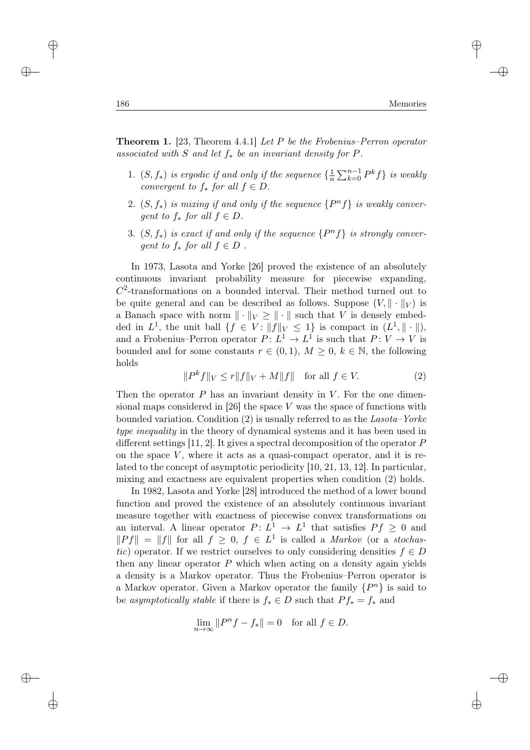**Theorem 1.** [23, Theorem 4.4.1] *Let $P$ be the Frobenius–Perron operator associated with $S$ and let $f_*$ be an invariant density for $P$.*

1. *$(S, f_*)$ is ergodic if and only if the sequence $\{\frac{1}{n}\sum_{k=0}^{n-1} P^k f\}$ is weakly convergent to $f_*$ for all $f \in D$.*
2. *$(S, f_*)$ is mixing if and only if the sequence $\{P^n f\}$ is weakly convergent to $f_*$ for all $f \in D$.*
3. *$(S, f_*)$ is exact if and only if the sequence $\{P^n f\}$ is strongly convergent to $f_*$ for all $f \in D$ .*

In 1973, Lasota and Yorke [26] proved the existence of an absolutely continuous invariant probability measure for piecewise expanding, $C^2$-transformations on a bounded interval. Their method turned out to be quite general and can be described as follows. Suppose $(V, \|\cdot\|_V)$ is a Banach space with norm $\|\cdot\|_V \geq \|\cdot\|$ such that $V$ is densely embedded in $L^1$, the unit ball $\{f \in V : \|f\|_V \leq 1\}$ is compact in $(L^1, \|\cdot\|)$, and a Frobenius–Perron operator $P : L^1 \to L^1$ is such that $P : V \to V$ is bounded and for some constants $r \in (0,1)$, $M \geq 0$, $k \in \mathbb{N}$, the following holds

$$\|P^k f\|_V \leq r\|f\|_V + M\|f\| \quad \text{for all } f \in V. \tag{2}$$

Then the operator $P$ has an invariant density in $V$. For the one dimensional maps considered in [26] the space $V$ was the space of functions with bounded variation. Condition (2) is usually referred to as the *Lasota–Yorke type inequality* in the theory of dynamical systems and it has been used in different settings [11, 2]. It gives a spectral decomposition of the operator $P$ on the space $V$, where it acts as a quasi-compact operator, and it is related to the concept of asymptotic periodicity [10, 21, 13, 12]. In particular, mixing and exactness are equivalent properties when condition (2) holds.

In 1982, Lasota and Yorke [28] introduced the method of a lower bound function and proved the existence of an absolutely continuous invariant measure together with exactness of piecewise convex transformations on an interval. A linear operator $P : L^1 \to L^1$ that satisfies $Pf \geq 0$ and $\|Pf\| = \|f\|$ for all $f \geq 0$, $f \in L^1$ is called a *Markov* (or a *stochastic*) operator. If we restrict ourselves to only considering densities $f \in D$ then any linear operator $P$ which when acting on a density again yields a density is a Markov operator. Thus the Frobenius–Perron operator is a Markov operator. Given a Markov operator the family $\{P^n\}$ is said to be *asymptotically stable* if there is $f_* \in D$ such that $Pf_* = f_*$ and

$$\lim_{n\to\infty} \|P^n f - f_*\| = 0 \quad \text{for all } f \in D.$$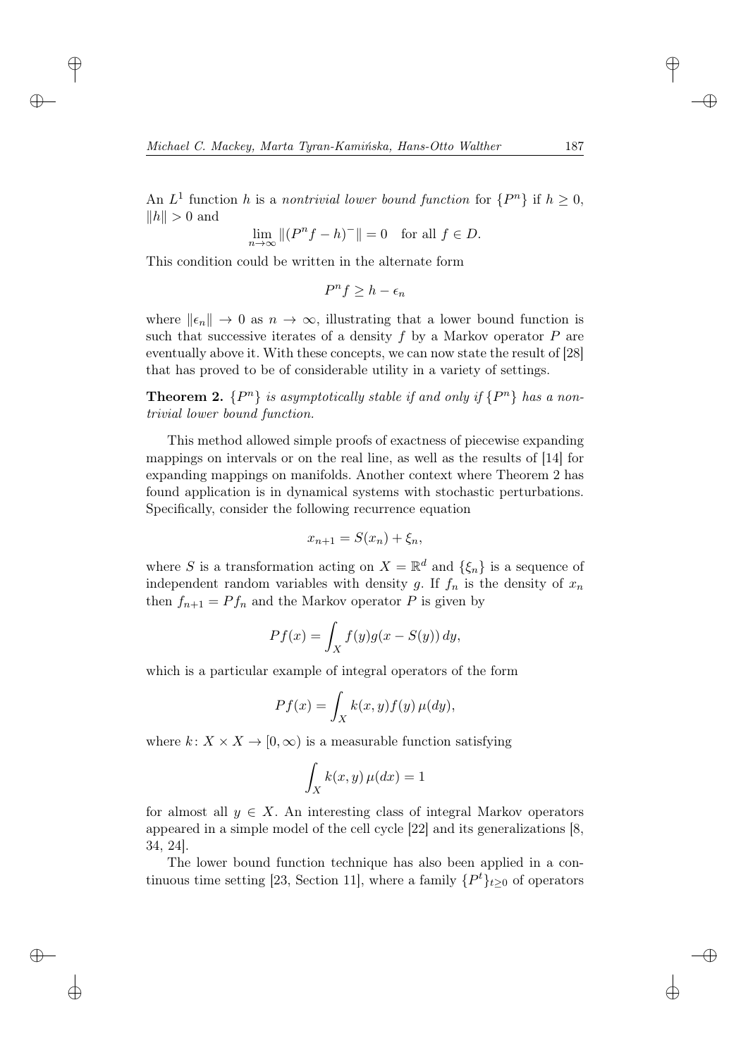An $L^1$ function $h$ is a *nontrivial lower bound function* for $\{P^n\}$ if $h \geq 0$, $\|h\| > 0$ and

$$\lim_{n\to\infty} \|(P^n f - h)^-\| = 0 \quad \text{for all } f \in D.$$

This condition could be written in the alternate form

$$P^n f \geq h - \epsilon_n$$

where $\|\epsilon_n\| \to 0$ as $n \to \infty$, illustrating that a lower bound function is such that successive iterates of a density $f$ by a Markov operator $P$ are eventually above it. With these concepts, we can now state the result of [28] that has proved to be of considerable utility in a variety of settings.

**Theorem 2.** *$\{P^n\}$ is asymptotically stable if and only if $\{P^n\}$ has a nontrivial lower bound function.*

This method allowed simple proofs of exactness of piecewise expanding mappings on intervals or on the real line, as well as the results of [14] for expanding mappings on manifolds. Another context where Theorem 2 has found application is in dynamical systems with stochastic perturbations. Specifically, consider the following recurrence equation

$$x_{n+1} = S(x_n) + \xi_n,$$

where $S$ is a transformation acting on $X = \mathbb{R}^d$ and $\{\xi_n\}$ is a sequence of independent random variables with density $g$. If $f_n$ is the density of $x_n$ then $f_{n+1} = Pf_n$ and the Markov operator $P$ is given by

$$Pf(x) = \int_X f(y) g(x - S(y))\, dy,$$

which is a particular example of integral operators of the form

$$Pf(x) = \int_X k(x,y) f(y)\, \mu(dy),$$

where $k\colon X \times X \to [0,\infty)$ is a measurable function satisfying

$$\int_X k(x,y)\, \mu(dx) = 1$$

for almost all $y \in X$. An interesting class of integral Markov operators appeared in a simple model of the cell cycle [22] and its generalizations [8, 34, 24].

The lower bound function technique has also been applied in a continuous time setting [23, Section 11], where a family $\{P^t\}_{t\geq 0}$ of operators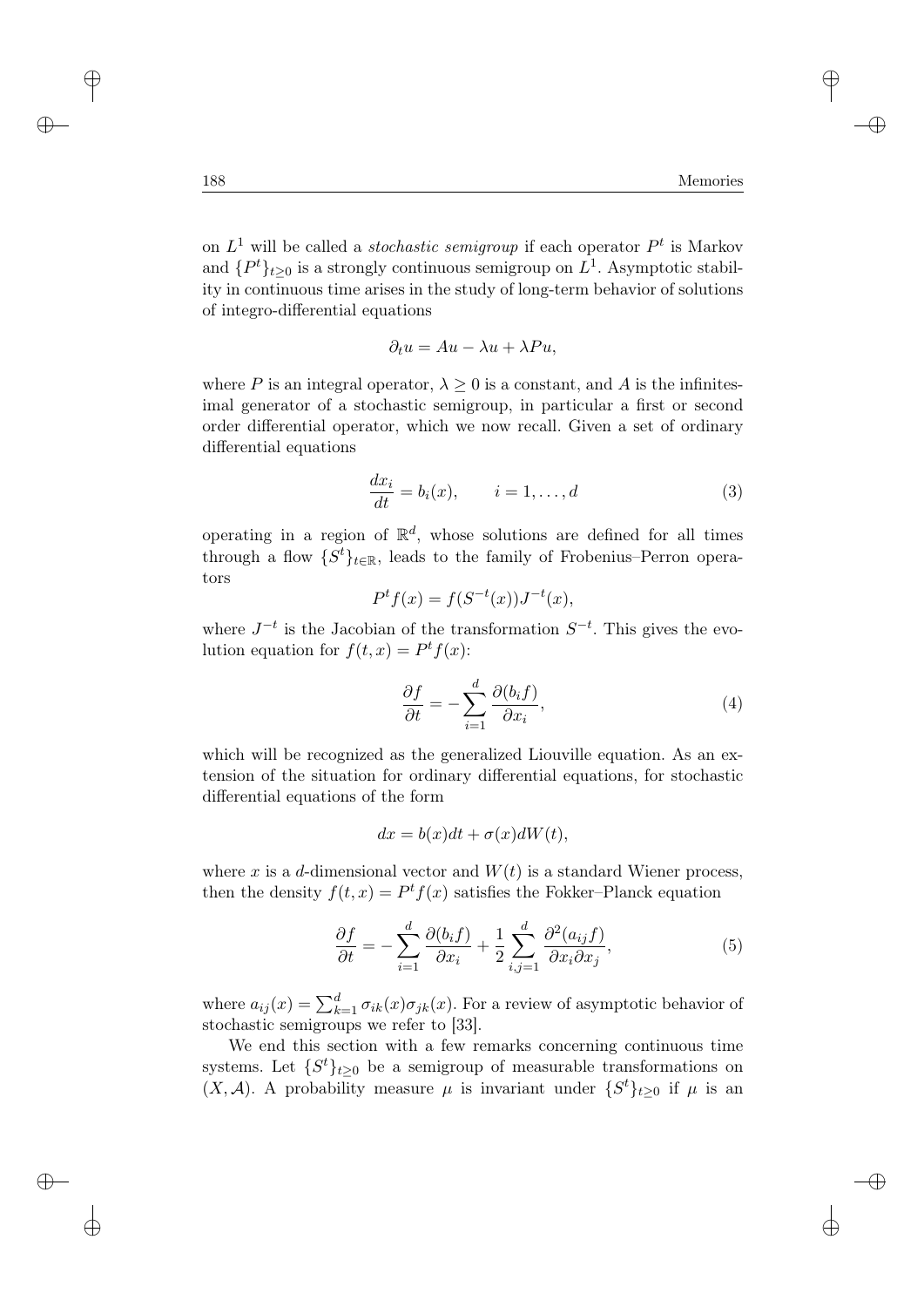on $L^1$ will be called a *stochastic semigroup* if each operator $P^t$ is Markov and $\{P^t\}_{t\geq 0}$ is a strongly continuous semigroup on $L^1$. Asymptotic stability in continuous time arises in the study of long-term behavior of solutions of integro-differential equations

$$\partial_t u = Au - \lambda u + \lambda P u,$$

where $P$ is an integral operator, $\lambda \geq 0$ is a constant, and $A$ is the infinitesimal generator of a stochastic semigroup, in particular a first or second order differential operator, which we now recall. Given a set of ordinary differential equations

$$\frac{dx_i}{dt} = b_i(x), \qquad i = 1, \dots, d \tag{3}$$

operating in a region of $\mathbb{R}^d$, whose solutions are defined for all times through a flow $\{S^t\}_{t\in\mathbb{R}}$, leads to the family of Frobenius–Perron operators

$$P^t f(x) = f(S^{-t}(x)) J^{-t}(x),$$

where $J^{-t}$ is the Jacobian of the transformation $S^{-t}$. This gives the evolution equation for $f(t,x) = P^t f(x)$:

$$\frac{\partial f}{\partial t} = -\sum_{i=1}^{d} \frac{\partial (b_i f)}{\partial x_i}, \tag{4}$$

which will be recognized as the generalized Liouville equation. As an extension of the situation for ordinary differential equations, for stochastic differential equations of the form

$$dx = b(x)dt + \sigma(x)dW(t),$$

where $x$ is a $d$-dimensional vector and $W(t)$ is a standard Wiener process, then the density $f(t,x) = P^t f(x)$ satisfies the Fokker–Planck equation

$$\frac{\partial f}{\partial t} = -\sum_{i=1}^{d} \frac{\partial (b_i f)}{\partial x_i} + \frac{1}{2}\sum_{i,j=1}^{d} \frac{\partial^2 (a_{ij} f)}{\partial x_i \partial x_j}, \tag{5}$$

where $a_{ij}(x) = \sum_{k=1}^{d} \sigma_{ik}(x)\sigma_{jk}(x)$. For a review of asymptotic behavior of stochastic semigroups we refer to [33].

We end this section with a few remarks concerning continuous time systems. Let $\{S^t\}_{t\geq 0}$ be a semigroup of measurable transformations on $(X, \mathcal{A})$. A probability measure $\mu$ is invariant under $\{S^t\}_{t\geq 0}$ if $\mu$ is an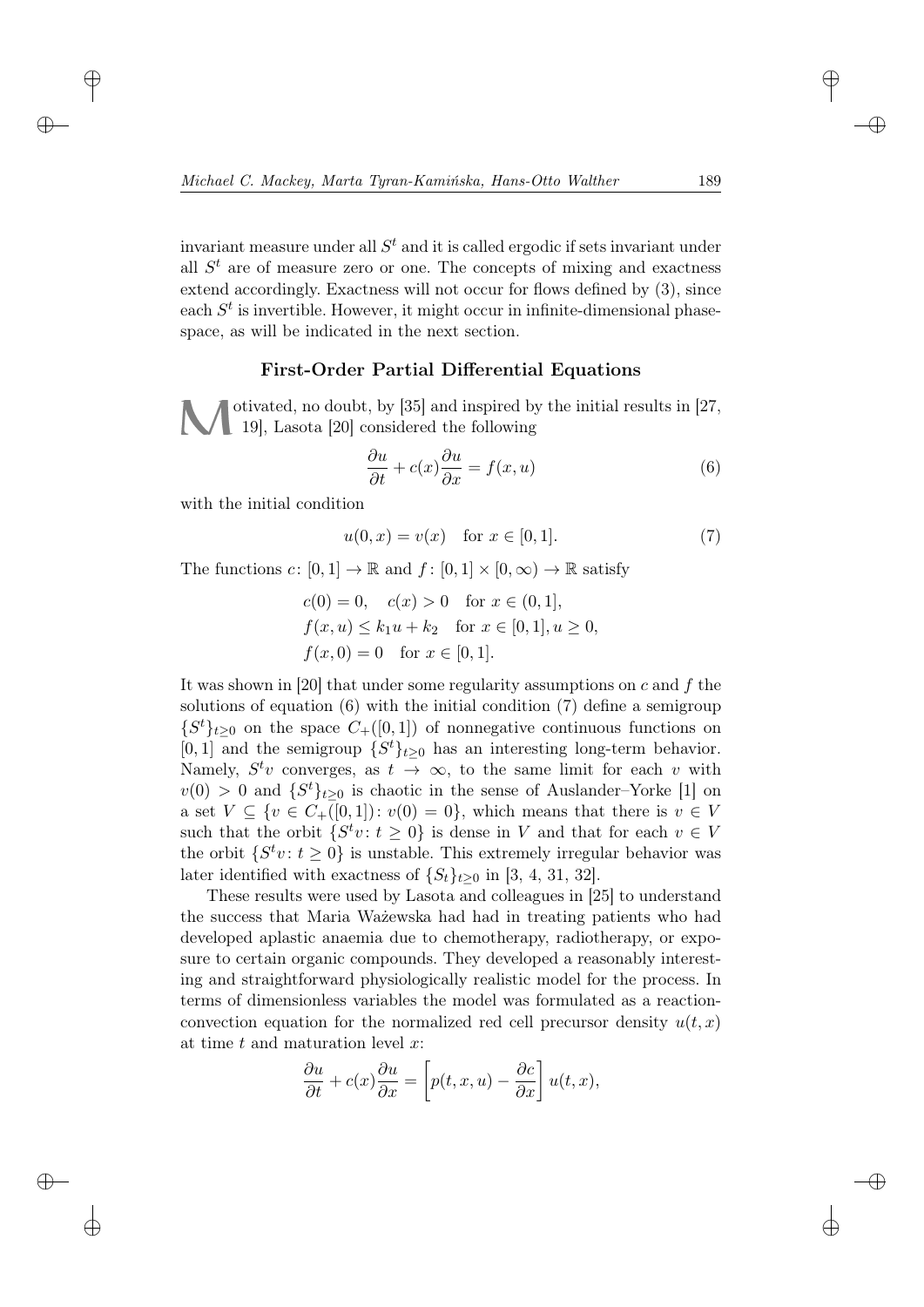invariant measure under all $S^t$ and it is called ergodic if sets invariant under all $S^t$ are of measure zero or one. The concepts of mixing and exactness extend accordingly. Exactness will not occur for flows defined by (3), since each $S^t$ is invertible. However, it might occur in infinite-dimensional phase-space, as will be indicated in the next section.

## First-Order Partial Differential Equations

Motivated, no doubt, by [35] and inspired by the initial results in [27, 19], Lasota [20] considered the following

$$\frac{\partial u}{\partial t} + c(x)\frac{\partial u}{\partial x} = f(x,u) \tag{6}$$

with the initial condition

$$u(0,x) = v(x) \quad \text{for } x \in [0,1]. \tag{7}$$

The functions $c\colon [0,1] \to \mathbb{R}$ and $f\colon [0,1]\times[0,\infty) \to \mathbb{R}$ satisfy

$$\begin{aligned}
&c(0) = 0, \quad c(x) > 0 \quad \text{for } x \in (0,1],\\
&f(x,u) \le k_1 u + k_2 \quad \text{for } x \in [0,1], u \ge 0,\\
&f(x,0) = 0 \quad \text{for } x \in [0,1].
\end{aligned}$$

It was shown in [20] that under some regularity assumptions on $c$ and $f$ the solutions of equation (6) with the initial condition (7) define a semigroup $\{S^t\}_{t\ge 0}$ on the space $C_+([0,1])$ of nonnegative continuous functions on $[0,1]$ and the semigroup $\{S^t\}_{t\ge 0}$ has an interesting long-term behavior. Namely, $S^t v$ converges, as $t \to \infty$, to the same limit for each $v$ with $v(0) > 0$ and $\{S^t\}_{t\ge 0}$ is chaotic in the sense of Auslander–Yorke [1] on a set $V \subseteq \{v \in C_+([0,1])\colon v(0) = 0\}$, which means that there is $v \in V$ such that the orbit $\{S^t v\colon t \ge 0\}$ is dense in $V$ and that for each $v \in V$ the orbit $\{S^t v\colon t \ge 0\}$ is unstable. This extremely irregular behavior was later identified with exactness of $\{S_t\}_{t\ge 0}$ in [3, 4, 31, 32].

These results were used by Lasota and colleagues in [25] to understand the success that Maria Ważewska had had in treating patients who had developed aplastic anaemia due to chemotherapy, radiotherapy, or exposure to certain organic compounds. They developed a reasonably interesting and straightforward physiologically realistic model for the process. In terms of dimensionless variables the model was formulated as a reaction-convection equation for the normalized red cell precursor density $u(t,x)$ at time $t$ and maturation level $x$:

$$\frac{\partial u}{\partial t} + c(x)\frac{\partial u}{\partial x} = \left[p(t,x,u) - \frac{\partial c}{\partial x}\right] u(t,x),$$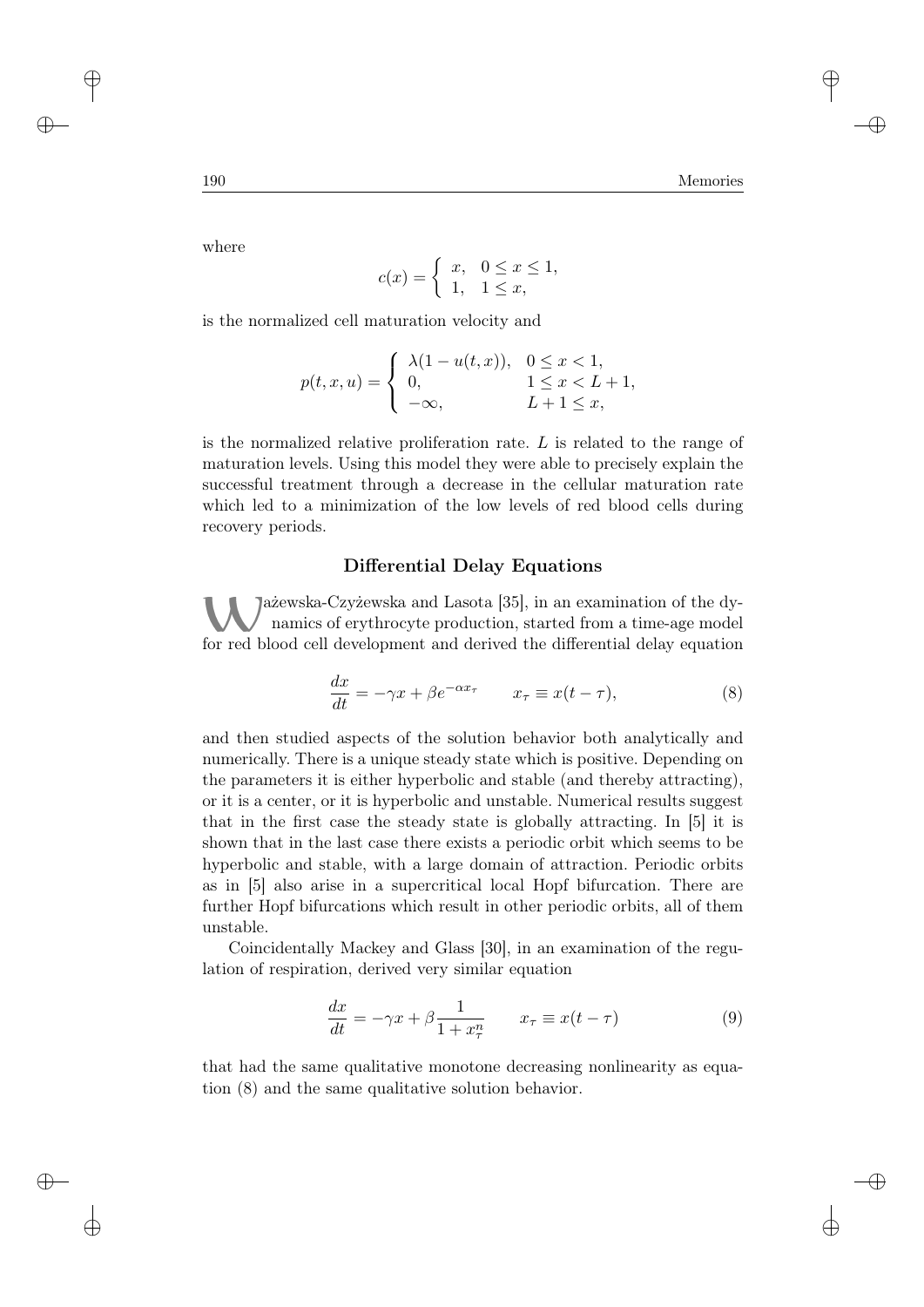where

$$c(x) = \begin{cases} x, & 0 \le x \le 1, \\ 1, & 1 \le x, \end{cases}$$

is the normalized cell maturation velocity and

$$p(t, x, u) = \begin{cases} \lambda(1 - u(t, x)), & 0 \le x < 1, \\ 0, & 1 \le x < L + 1, \\ -\infty, & L + 1 \le x, \end{cases}$$

is the normalized relative proliferation rate. $L$ is related to the range of maturation levels. Using this model they were able to precisely explain the successful treatment through a decrease in the cellular maturation rate which led to a minimization of the low levels of red blood cells during recovery periods.

## Differential Delay Equations

Ważewska-Czyżewska and Lasota [35], in an examination of the dynamics of erythrocyte production, started from a time-age model for red blood cell development and derived the differential delay equation

$$\frac{dx}{dt} = -\gamma x + \beta e^{-\alpha x_\tau} \qquad x_\tau \equiv x(t - \tau), \tag{8}$$

and then studied aspects of the solution behavior both analytically and numerically. There is a unique steady state which is positive. Depending on the parameters it is either hyperbolic and stable (and thereby attracting), or it is a center, or it is hyperbolic and unstable. Numerical results suggest that in the first case the steady state is globally attracting. In [5] it is shown that in the last case there exists a periodic orbit which seems to be hyperbolic and stable, with a large domain of attraction. Periodic orbits as in [5] also arise in a supercritical local Hopf bifurcation. There are further Hopf bifurcations which result in other periodic orbits, all of them unstable.

Coincidentally Mackey and Glass [30], in an examination of the regulation of respiration, derived very similar equation

$$\frac{dx}{dt} = -\gamma x + \beta \frac{1}{1 + x_\tau^n} \qquad x_\tau \equiv x(t - \tau) \tag{9}$$

that had the same qualitative monotone decreasing nonlinearity as equation (8) and the same qualitative solution behavior.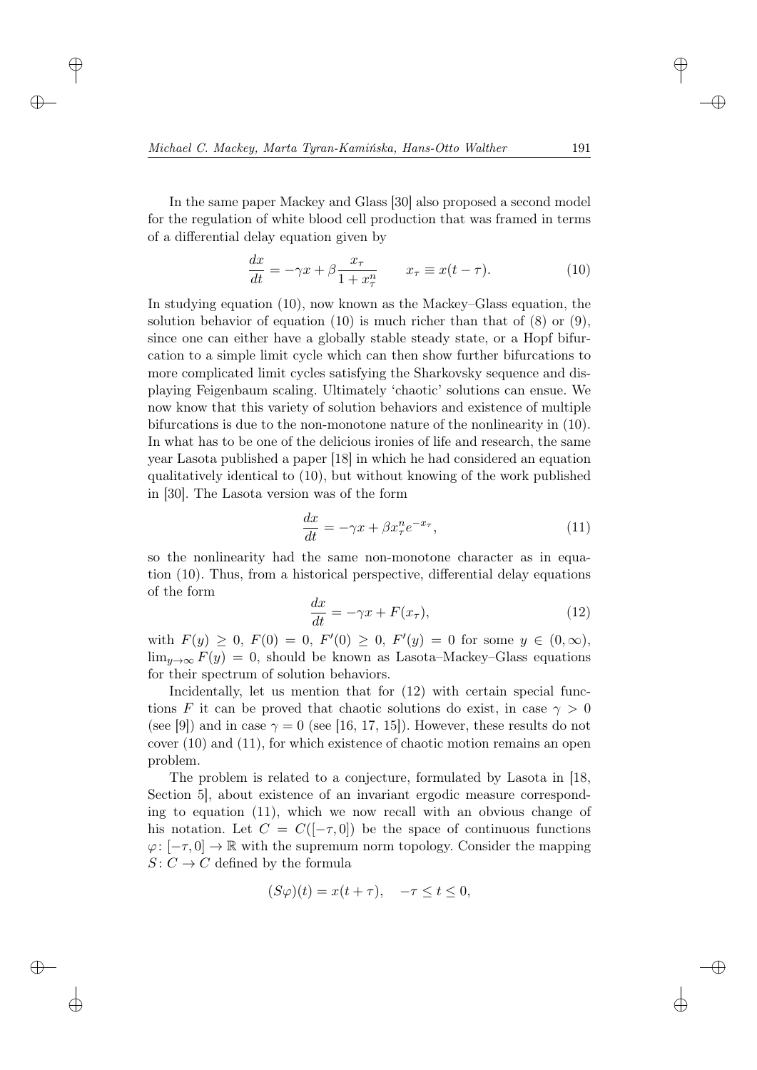In the same paper Mackey and Glass [30] also proposed a second model for the regulation of white blood cell production that was framed in terms of a differential delay equation given by

$$\frac{dx}{dt} = -\gamma x + \beta \frac{x_\tau}{1 + x_\tau^n} \qquad x_\tau \equiv x(t - \tau). \tag{10}$$

In studying equation (10), now known as the Mackey–Glass equation, the solution behavior of equation (10) is much richer than that of (8) or (9), since one can either have a globally stable steady state, or a Hopf bifurcation to a simple limit cycle which can then show further bifurcations to more complicated limit cycles satisfying the Sharkovsky sequence and displaying Feigenbaum scaling. Ultimately 'chaotic' solutions can ensue. We now know that this variety of solution behaviors and existence of multiple bifurcations is due to the non-monotone nature of the nonlinearity in (10). In what has to be one of the delicious ironies of life and research, the same year Lasota published a paper [18] in which he had considered an equation qualitatively identical to (10), but without knowing of the work published in [30]. The Lasota version was of the form

$$\frac{dx}{dt} = -\gamma x + \beta x_\tau^n e^{-x_\tau}, \tag{11}$$

so the nonlinearity had the same non-monotone character as in equation (10). Thus, from a historical perspective, differential delay equations of the form

$$\frac{dx}{dt} = -\gamma x + F(x_\tau), \tag{12}$$

with $F(y) \geq 0$, $F(0) = 0$, $F'(0) \geq 0$, $F'(y) = 0$ for some $y \in (0, \infty)$, $\lim_{y\to\infty} F(y) = 0$, should be known as Lasota–Mackey–Glass equations for their spectrum of solution behaviors.

Incidentally, let us mention that for (12) with certain special functions $F$ it can be proved that chaotic solutions do exist, in case $\gamma > 0$ (see [9]) and in case $\gamma = 0$ (see [16, 17, 15]). However, these results do not cover (10) and (11), for which existence of chaotic motion remains an open problem.

The problem is related to a conjecture, formulated by Lasota in [18, Section 5], about existence of an invariant ergodic measure corresponding to equation (11), which we now recall with an obvious change of his notation. Let $C = C([-\tau, 0])$ be the space of continuous functions $\varphi\colon [-\tau, 0] \to \mathbb{R}$ with the supremum norm topology. Consider the mapping $S\colon C \to C$ defined by the formula

$$(S\varphi)(t) = x(t + \tau), \quad -\tau \leq t \leq 0,$$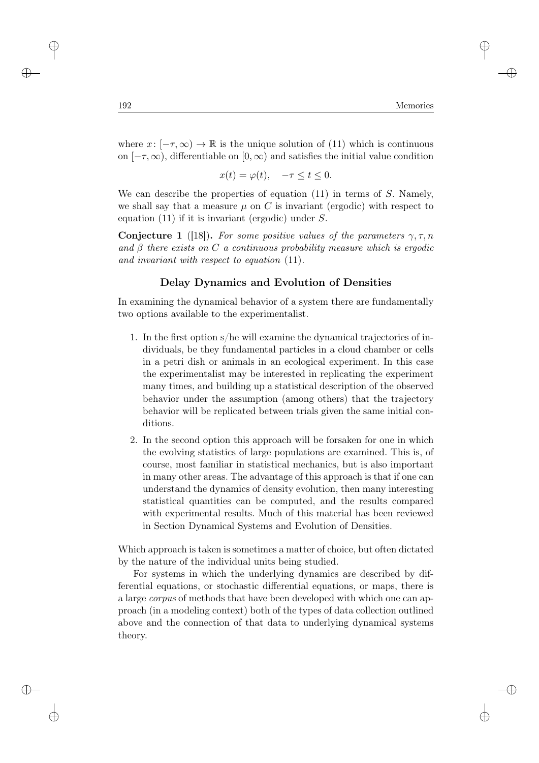where $x\colon [-\tau, \infty) \to \mathbb{R}$ is the unique solution of (11) which is continuous on $[-\tau, \infty)$, differentiable on $[0, \infty)$ and satisfies the initial value condition

$$x(t) = \varphi(t), \quad -\tau \le t \le 0.$$

We can describe the properties of equation (11) in terms of $S$. Namely, we shall say that a measure $\mu$ on $C$ is invariant (ergodic) with respect to equation (11) if it is invariant (ergodic) under $S$.

**Conjecture 1** ([18])**.** *For some positive values of the parameters $\gamma, \tau, n$ and $\beta$ there exists on $C$ a continuous probability measure which is ergodic and invariant with respect to equation* (11).

### Delay Dynamics and Evolution of Densities

In examining the dynamical behavior of a system there are fundamentally two options available to the experimentalist.

1. In the first option s/he will examine the dynamical trajectories of individuals, be they fundamental particles in a cloud chamber or cells in a petri dish or animals in an ecological experiment. In this case the experimentalist may be interested in replicating the experiment many times, and building up a statistical description of the observed behavior under the assumption (among others) that the trajectory behavior will be replicated between trials given the same initial conditions.
2. In the second option this approach will be forsaken for one in which the evolving statistics of large populations are examined. This is, of course, most familiar in statistical mechanics, but is also important in many other areas. The advantage of this approach is that if one can understand the dynamics of density evolution, then many interesting statistical quantities can be computed, and the results compared with experimental results. Much of this material has been reviewed in Section Dynamical Systems and Evolution of Densities.

Which approach is taken is sometimes a matter of choice, but often dictated by the nature of the individual units being studied.

For systems in which the underlying dynamics are described by differential equations, or stochastic differential equations, or maps, there is a large *corpus* of methods that have been developed with which one can approach (in a modeling context) both of the types of data collection outlined above and the connection of that data to underlying dynamical systems theory.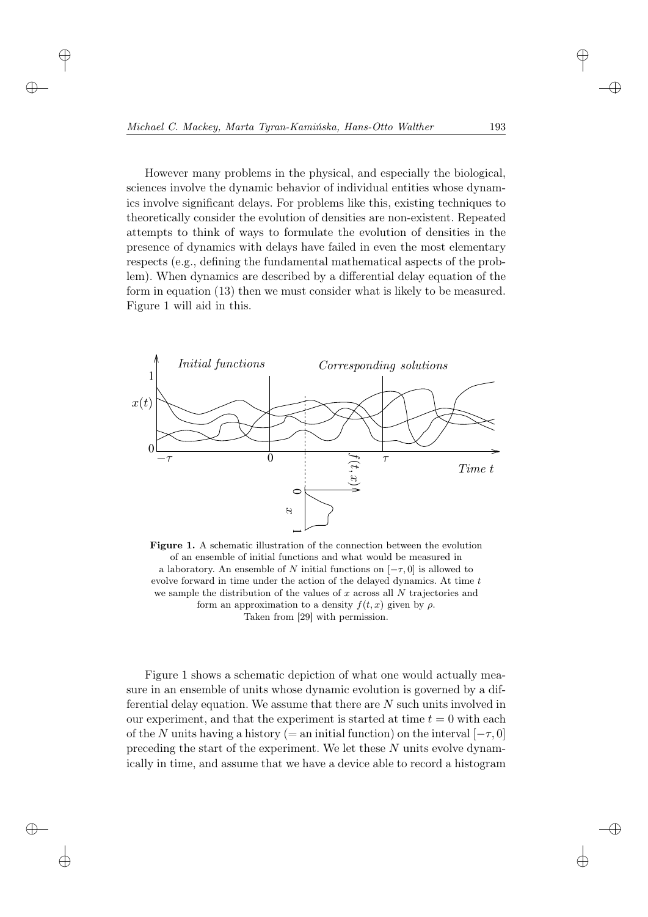However many problems in the physical, and especially the biological, sciences involve the dynamic behavior of individual entities whose dynamics involve significant delays. For problems like this, existing techniques to theoretically consider the evolution of densities are non-existent. Repeated attempts to think of ways to formulate the evolution of densities in the presence of dynamics with delays have failed in even the most elementary respects (e.g., defining the fundamental mathematical aspects of the problem). When dynamics are described by a differential delay equation of the form in equation (13) then we must consider what is likely to be measured. Figure 1 will aid in this.

**Figure 1.** A schematic illustration of the connection between the evolution of an ensemble of initial functions and what would be measured in a laboratory. An ensemble of $N$ initial functions on $[-\tau, 0]$ is allowed to evolve forward in time under the action of the delayed dynamics. At time $t$ we sample the distribution of the values of $x$ across all $N$ trajectories and form an approximation to a density $f(t, x)$ given by $\rho$. Taken from [29] with permission.

Figure 1 shows a schematic depiction of what one would actually measure in an ensemble of units whose dynamic evolution is governed by a differential delay equation. We assume that there are $N$ such units involved in our experiment, and that the experiment is started at time $t = 0$ with each of the $N$ units having a history (= an initial function) on the interval $[-\tau, 0]$ preceding the start of the experiment. We let these $N$ units evolve dynamically in time, and assume that we have a device able to record a histogram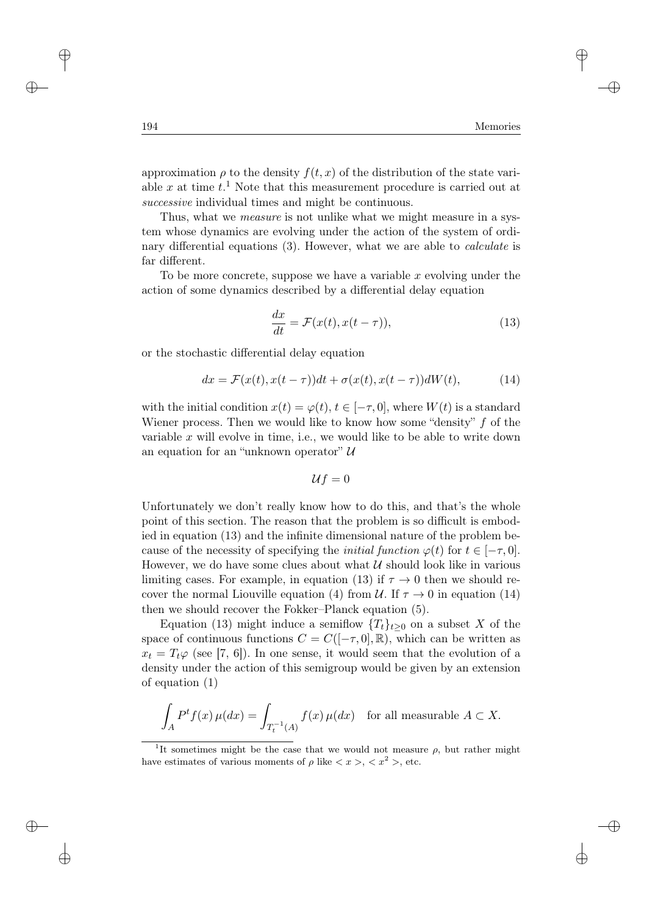approximation $\rho$ to the density $f(t,x)$ of the distribution of the state variable $x$ at time $t$.[1] Note that this measurement procedure is carried out at *successive* individual times and might be continuous.

Thus, what we *measure* is not unlike what we might measure in a system whose dynamics are evolving under the action of the system of ordinary differential equations (3). However, what we are able to *calculate* is far different.

To be more concrete, suppose we have a variable $x$ evolving under the action of some dynamics described by a differential delay equation

$$\frac{dx}{dt} = \mathcal{F}(x(t), x(t-\tau)), \tag{13}$$

or the stochastic differential delay equation

$$dx = \mathcal{F}(x(t), x(t-\tau))dt + \sigma(x(t), x(t-\tau))dW(t), \tag{14}$$

with the initial condition $x(t) = \varphi(t)$, $t \in [-\tau, 0]$, where $W(t)$ is a standard Wiener process. Then we would like to know how some "density" $f$ of the variable $x$ will evolve in time, i.e., we would like to be able to write down an equation for an "unknown operator" $\mathcal{U}$

$$\mathcal{U}f = 0$$

Unfortunately we don't really know how to do this, and that's the whole point of this section. The reason that the problem is so difficult is embodied in equation (13) and the infinite dimensional nature of the problem because of the necessity of specifying the *initial function* $\varphi(t)$ for $t \in [-\tau, 0]$. However, we do have some clues about what $\mathcal{U}$ should look like in various limiting cases. For example, in equation (13) if $\tau \to 0$ then we should recover the normal Liouville equation (4) from $\mathcal{U}$. If $\tau \to 0$ in equation (14) then we should recover the Fokker–Planck equation (5).

Equation (13) might induce a semiflow $\{T_t\}_{t\geq 0}$ on a subset $X$ of the space of continuous functions $C = C([-\tau, 0], \mathbb{R})$, which can be written as $x_t = T_t\varphi$ (see [7, 6]). In one sense, it would seem that the evolution of a density under the action of this semigroup would be given by an extension of equation (1)

$$\int_A P^t f(x)\,\mu(dx) = \int_{T_t^{-1}(A)} f(x)\,\mu(dx) \quad \text{for all measurable } A \subset X.$$

[1] It sometimes might be the case that we would not measure $\rho$, but rather might have estimates of various moments of $\rho$ like $< x >$, $< x^2 >$, etc.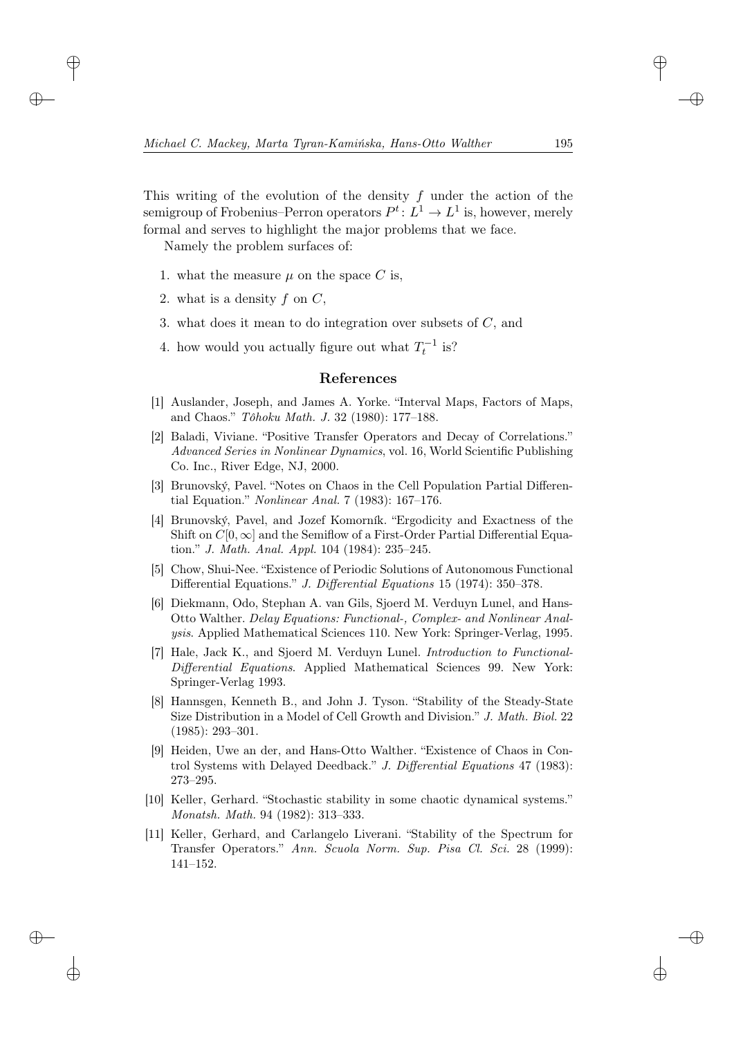This writing of the evolution of the density $f$ under the action of the semigroup of Frobenius–Perron operators $P^t\colon L^1 \to L^1$ is, however, merely formal and serves to highlight the major problems that we face.

Namely the problem surfaces of:

1. what the measure $\mu$ on the space $C$ is,
2. what is a density $f$ on $C$,
3. what does it mean to do integration over subsets of $C$, and
4. how would you actually figure out what $T_t^{-1}$ is?

## References

[1] Auslander, Joseph, and James A. Yorke. "Interval Maps, Factors of Maps, and Chaos." *Tôhoku Math. J.* 32 (1980): 177–188.

[2] Baladi, Viviane. "Positive Transfer Operators and Decay of Correlations." *Advanced Series in Nonlinear Dynamics*, vol. 16, World Scientific Publishing Co. Inc., River Edge, NJ, 2000.

[3] Brunovský, Pavel. "Notes on Chaos in the Cell Population Partial Differential Equation." *Nonlinear Anal.* 7 (1983): 167–176.

[4] Brunovský, Pavel, and Jozef Komorník. "Ergodicity and Exactness of the Shift on $C[0, \infty]$ and the Semiflow of a First-Order Partial Differential Equation." *J. Math. Anal. Appl.* 104 (1984): 235–245.

[5] Chow, Shui-Nee. "Existence of Periodic Solutions of Autonomous Functional Differential Equations." *J. Differential Equations* 15 (1974): 350–378.

[6] Diekmann, Odo, Stephan A. van Gils, Sjoerd M. Verduyn Lunel, and Hans-Otto Walther. *Delay Equations: Functional-, Complex- and Nonlinear Analysis*. Applied Mathematical Sciences 110. New York: Springer-Verlag, 1995.

[7] Hale, Jack K., and Sjoerd M. Verduyn Lunel. *Introduction to Functional-Differential Equations*. Applied Mathematical Sciences 99. New York: Springer-Verlag 1993.

[8] Hannsgen, Kenneth B., and John J. Tyson. "Stability of the Steady-State Size Distribution in a Model of Cell Growth and Division." *J. Math. Biol.* 22 (1985): 293–301.

[9] Heiden, Uwe an der, and Hans-Otto Walther. "Existence of Chaos in Control Systems with Delayed Deedback." *J. Differential Equations* 47 (1983): 273–295.

[10] Keller, Gerhard. "Stochastic stability in some chaotic dynamical systems." *Monatsh. Math.* 94 (1982): 313–333.

[11] Keller, Gerhard, and Carlangelo Liverani. "Stability of the Spectrum for Transfer Operators." *Ann. Scuola Norm. Sup. Pisa Cl. Sci.* 28 (1999): 141–152.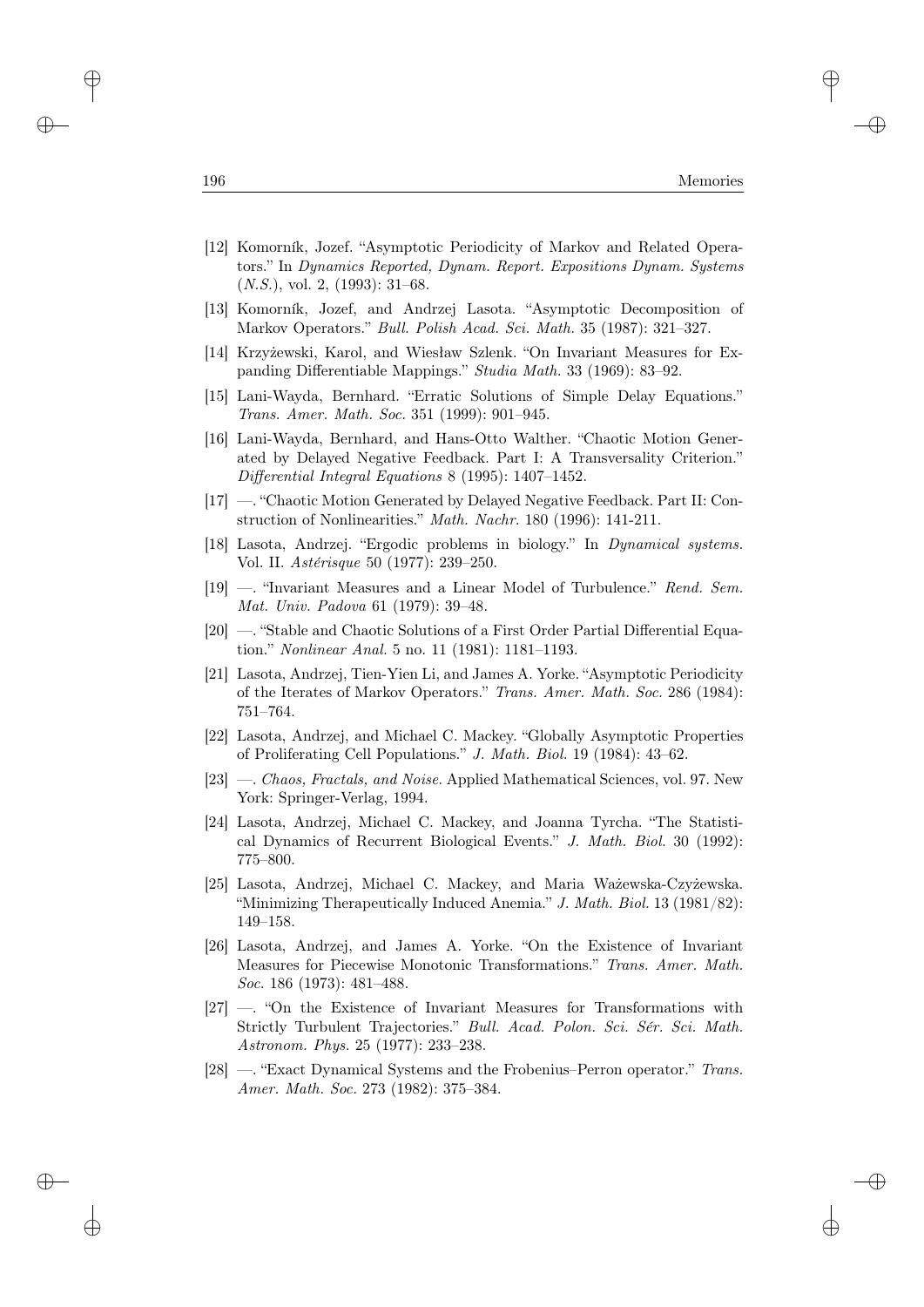[12] Komorník, Jozef. "Asymptotic Periodicity of Markov and Related Operators." In *Dynamics Reported, Dynam. Report. Expositions Dynam. Systems (N.S.)*, vol. 2, (1993): 31–68.

[13] Komorník, Jozef, and Andrzej Lasota. "Asymptotic Decomposition of Markov Operators." *Bull. Polish Acad. Sci. Math.* 35 (1987): 321–327.

[14] Krzyżewski, Karol, and Wiesław Szlenk. "On Invariant Measures for Expanding Differentiable Mappings." *Studia Math.* 33 (1969): 83–92.

[15] Lani-Wayda, Bernhard. "Erratic Solutions of Simple Delay Equations." *Trans. Amer. Math. Soc.* 351 (1999): 901–945.

[16] Lani-Wayda, Bernhard, and Hans-Otto Walther. "Chaotic Motion Generated by Delayed Negative Feedback. Part I: A Transversality Criterion." *Differential Integral Equations* 8 (1995): 1407–1452.

[17] —. "Chaotic Motion Generated by Delayed Negative Feedback. Part II: Construction of Nonlinearities." *Math. Nachr.* 180 (1996): 141-211.

[18] Lasota, Andrzej. "Ergodic problems in biology." In *Dynamical systems.* Vol. II. *Astérisque* 50 (1977): 239–250.

[19] —. "Invariant Measures and a Linear Model of Turbulence." *Rend. Sem. Mat. Univ. Padova* 61 (1979): 39–48.

[20] —. "Stable and Chaotic Solutions of a First Order Partial Differential Equation." *Nonlinear Anal.* 5 no. 11 (1981): 1181–1193.

[21] Lasota, Andrzej, Tien-Yien Li, and James A. Yorke. "Asymptotic Periodicity of the Iterates of Markov Operators." *Trans. Amer. Math. Soc.* 286 (1984): 751–764.

[22] Lasota, Andrzej, and Michael C. Mackey. "Globally Asymptotic Properties of Proliferating Cell Populations." *J. Math. Biol.* 19 (1984): 43–62.

[23] —. *Chaos, Fractals, and Noise.* Applied Mathematical Sciences, vol. 97. New York: Springer-Verlag, 1994.

[24] Lasota, Andrzej, Michael C. Mackey, and Joanna Tyrcha. "The Statistical Dynamics of Recurrent Biological Events." *J. Math. Biol.* 30 (1992): 775–800.

[25] Lasota, Andrzej, Michael C. Mackey, and Maria Ważewska-Czyżewska. "Minimizing Therapeutically Induced Anemia." *J. Math. Biol.* 13 (1981/82): 149–158.

[26] Lasota, Andrzej, and James A. Yorke. "On the Existence of Invariant Measures for Piecewise Monotonic Transformations." *Trans. Amer. Math. Soc.* 186 (1973): 481–488.

[27] —. "On the Existence of Invariant Measures for Transformations with Strictly Turbulent Trajectories." *Bull. Acad. Polon. Sci. Sér. Sci. Math. Astronom. Phys.* 25 (1977): 233–238.

[28] —. "Exact Dynamical Systems and the Frobenius–Perron operator." *Trans. Amer. Math. Soc.* 273 (1982): 375–384.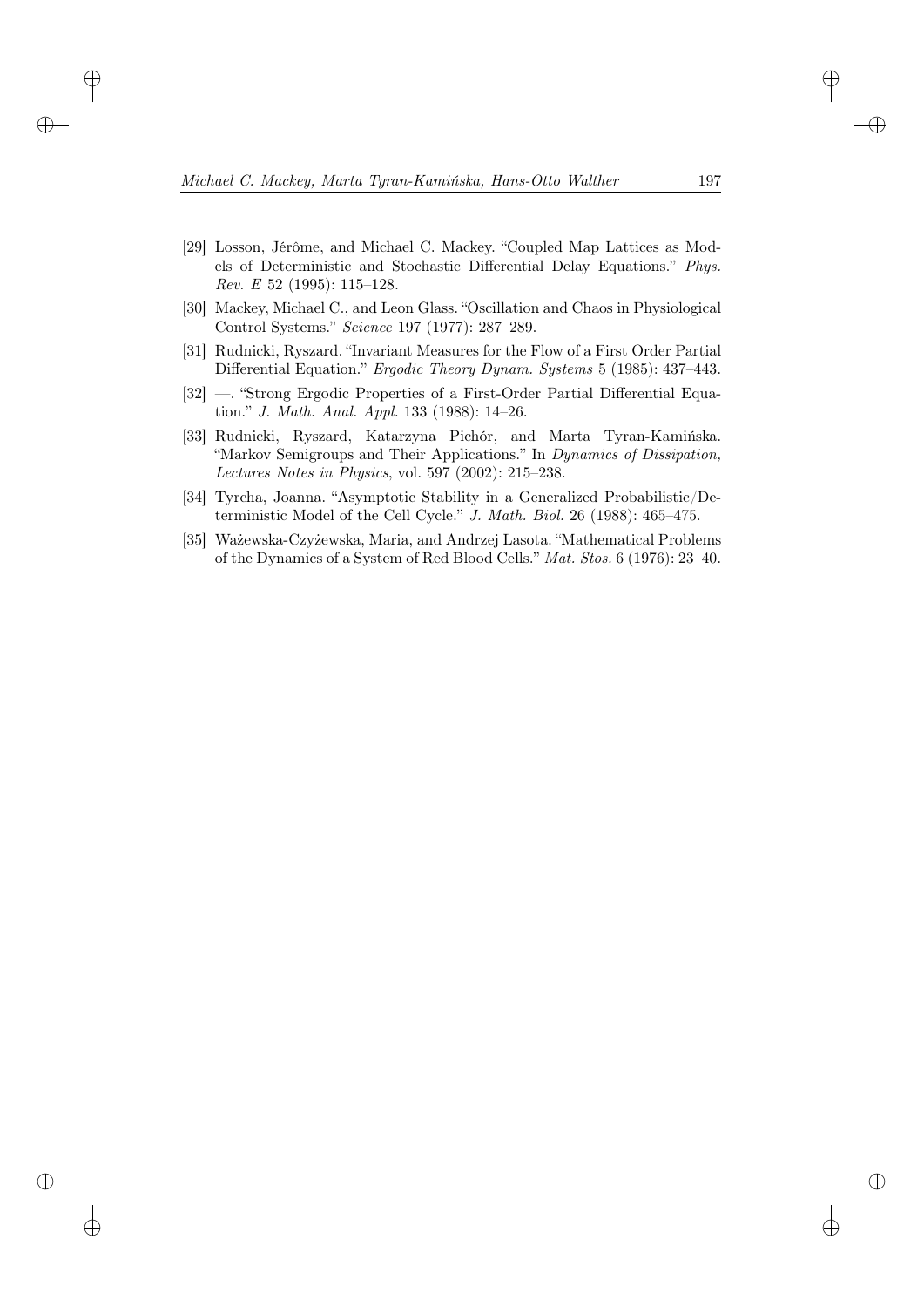[29] Losson, Jérôme, and Michael C. Mackey. "Coupled Map Lattices as Models of Deterministic and Stochastic Differential Delay Equations." *Phys. Rev. E* 52 (1995): 115–128.

[30] Mackey, Michael C., and Leon Glass. "Oscillation and Chaos in Physiological Control Systems." *Science* 197 (1977): 287–289.

[31] Rudnicki, Ryszard. "Invariant Measures for the Flow of a First Order Partial Differential Equation." *Ergodic Theory Dynam. Systems* 5 (1985): 437–443.

[32] —. "Strong Ergodic Properties of a First-Order Partial Differential Equation." *J. Math. Anal. Appl.* 133 (1988): 14–26.

[33] Rudnicki, Ryszard, Katarzyna Pichór, and Marta Tyran-Kamińska. "Markov Semigroups and Their Applications." In *Dynamics of Dissipation, Lectures Notes in Physics*, vol. 597 (2002): 215–238.

[34] Tyrcha, Joanna. "Asymptotic Stability in a Generalized Probabilistic/Deterministic Model of the Cell Cycle." *J. Math. Biol.* 26 (1988): 465–475.

[35] Ważewska-Czyżewska, Maria, and Andrzej Lasota. "Mathematical Problems of the Dynamics of a System of Red Blood Cells." *Mat. Stos.* 6 (1976): 23–40.